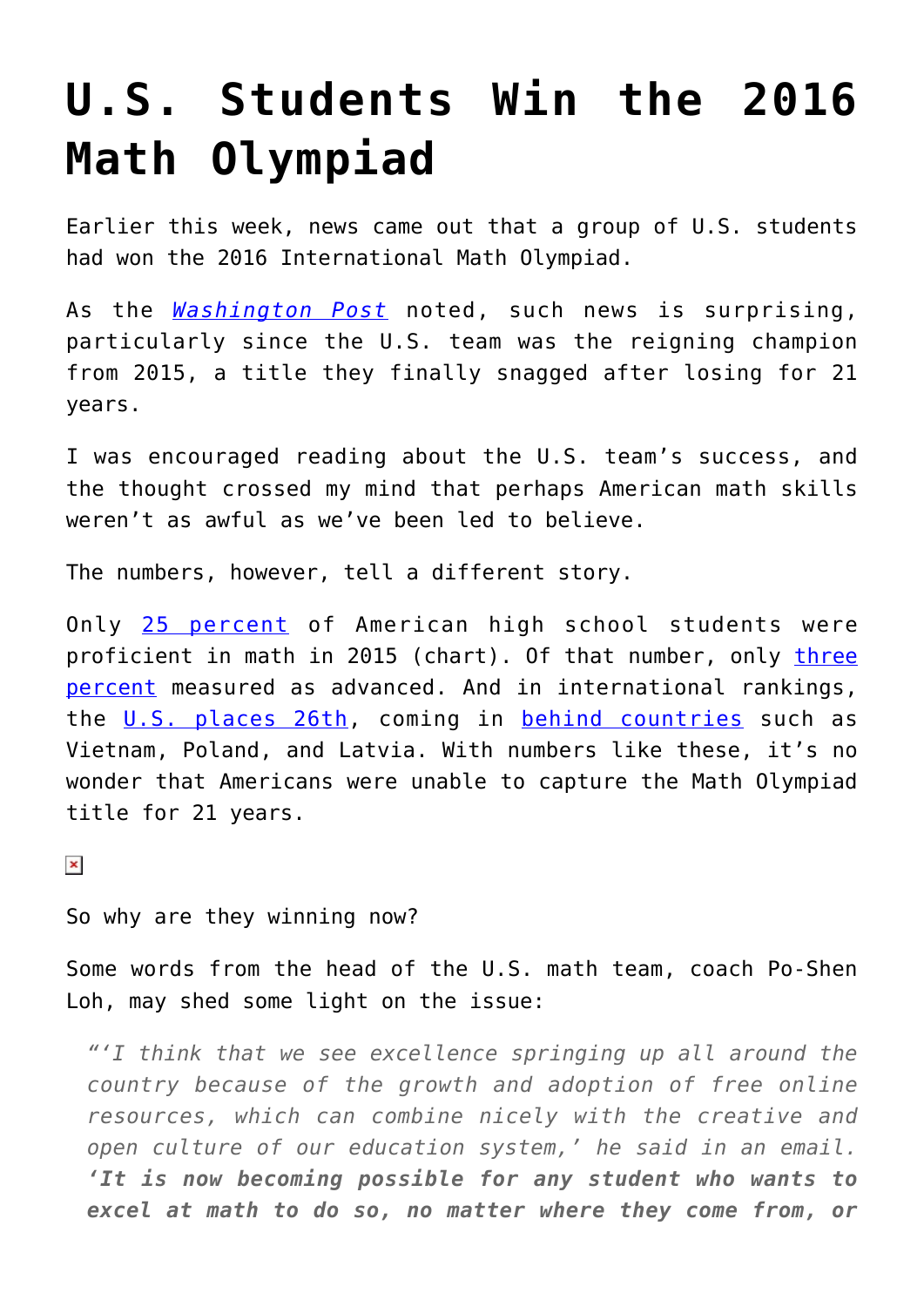# U.S. Students Win the 2016 Math Olympiad

Earlier this week, news came out that a group of U.S. students had won the 2016 International Math Olympiad.

As the *Washington Post* noted, such news is surprising, particularly since the U.S. team was the reigning champion from 2015, a title they finally snagged after losing for 21 years.

I was encouraged reading about the U.S. team's success, and the thought crossed my mind that perhaps American math skills weren't as awful as we've been led to believe.

The numbers, however, tell a different story.

Only 25 percent of American high school students were proficient in math in 2015 (chart). Of that number, only three percent measured as advanced. And in international rankings, the U.S. places 26th, coming in behind countries such as Vietnam, Poland, and Latvia. With numbers like these, it's no wonder that Americans were unable to capture the Math Olympiad title for 21 years.

So why are they winning now?

Some words from the head of the U.S. math team, coach Po-Shen Loh, may shed some light on the issue:

> *"'I think that we see excellence springing up all around the country because of the growth and adoption of free online resources, which can combine nicely with the creative and open culture of our education system,' he said in an email.* ***'It is now becoming possible for any student who wants to excel at math to do so, no matter where they come from, or***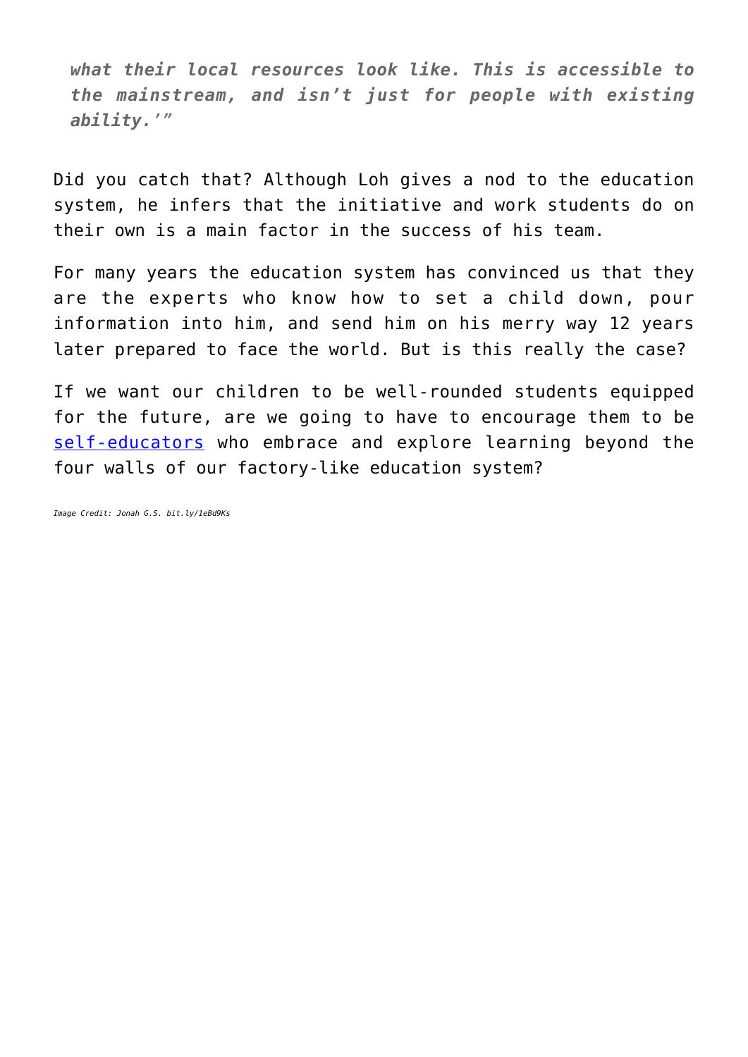*what their local resources look like. This is accessible to the mainstream, and isn't just for people with existing ability.'"*

Did you catch that? Although Loh gives a nod to the education system, he infers that the initiative and work students do on their own is a main factor in the success of his team.

For many years the education system has convinced us that they are the experts who know how to set a child down, pour information into him, and send him on his merry way 12 years later prepared to face the world. But is this really the case?

If we want our children to be well-rounded students equipped for the future, are we going to have to encourage them to be self-educators who embrace and explore learning beyond the four walls of our factory-like education system?

*Image Credit: Jonah G.S. bit.ly/1eBd9Ks*